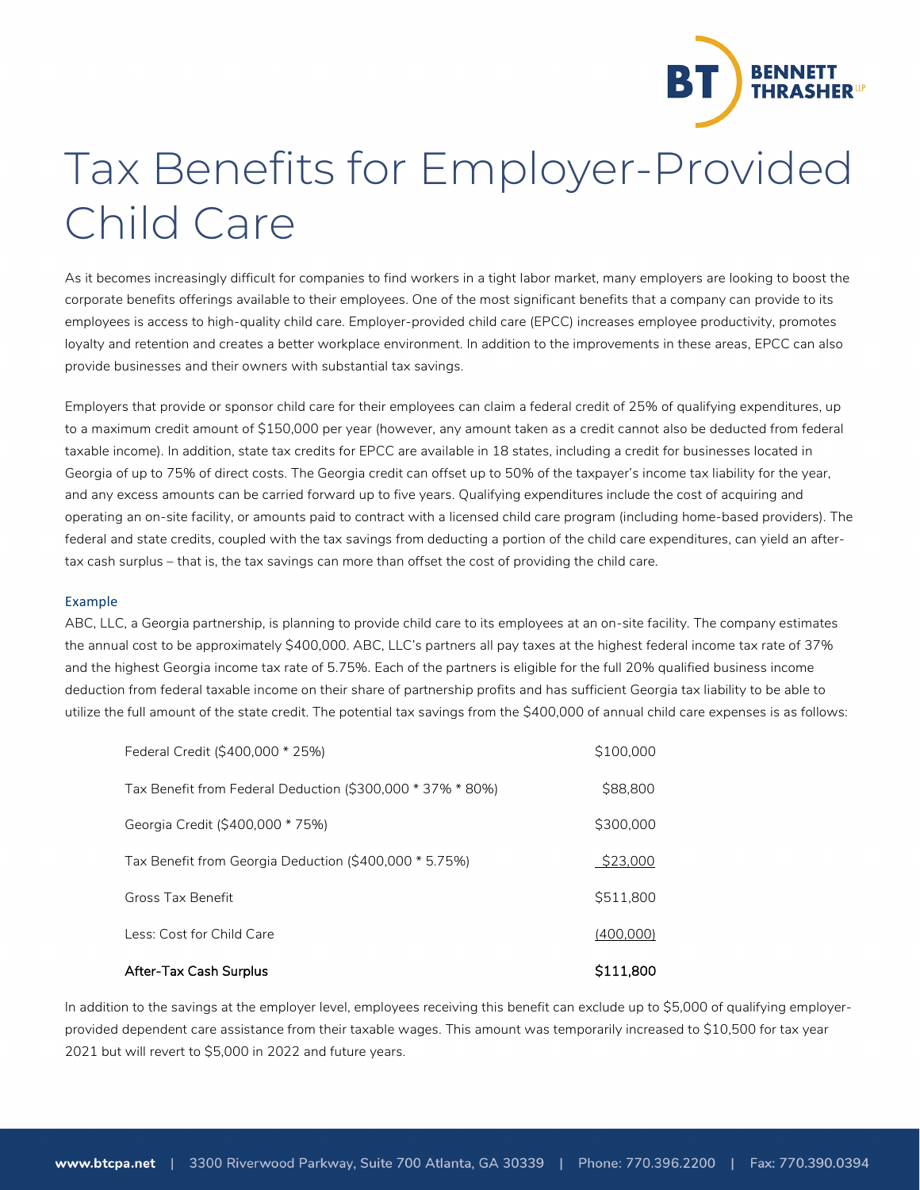# Tax Benefits for Employer-Provided Child Care

As it becomes increasingly difficult for companies to find workers in a tight labor market, many employers are looking to boost the corporate benefits offerings available to their employees. One of the most significant benefits that a company can provide to its employees is access to high-quality child care. Employer-provided child care (EPCC) increases employee productivity, promotes loyalty and retention and creates a better workplace environment. In addition to the improvements in these areas, EPCC can also provide businesses and their owners with substantial tax savings.

Employers that provide or sponsor child care for their employees can claim a federal credit of 25% of qualifying expenditures, up to a maximum credit amount of $150,000 per year (however, any amount taken as a credit cannot also be deducted from federal taxable income). In addition, state tax credits for EPCC are available in 18 states, including a credit for businesses located in Georgia of up to 75% of direct costs. The Georgia credit can offset up to 50% of the taxpayer's income tax liability for the year, and any excess amounts can be carried forward up to five years. Qualifying expenditures include the cost of acquiring and operating an on-site facility, or amounts paid to contract with a licensed child care program (including home-based providers). The federal and state credits, coupled with the tax savings from deducting a portion of the child care expenditures, can yield an after-tax cash surplus – that is, the tax savings can more than offset the cost of providing the child care.

### Example

ABC, LLC, a Georgia partnership, is planning to provide child care to its employees at an on-site facility. The company estimates the annual cost to be approximately $400,000. ABC, LLC's partners all pay taxes at the highest federal income tax rate of 37% and the highest Georgia income tax rate of 5.75%. Each of the partners is eligible for the full 20% qualified business income deduction from federal taxable income on their share of partnership profits and has sufficient Georgia tax liability to be able to utilize the full amount of the state credit. The potential tax savings from the $400,000 of annual child care expenses is as follows:

| | |
|---|---|
| Federal Credit ($400,000 * 25%) | $100,000 |
| Tax Benefit from Federal Deduction ($300,000 * 37% * 80%) | $88,800 |
| Georgia Credit ($400,000 * 75%) | $300,000 |
| Tax Benefit from Georgia Deduction ($400,000 * 5.75%) | $23,000 |
| Gross Tax Benefit | $511,800 |
| Less: Cost for Child Care | (400,000) |
| **After-Tax Cash Surplus** | **$111,800** |

In addition to the savings at the employer level, employees receiving this benefit can exclude up to $5,000 of qualifying employer-provided dependent care assistance from their taxable wages. This amount was temporarily increased to $10,500 for tax year 2021 but will revert to $5,000 in 2022 and future years.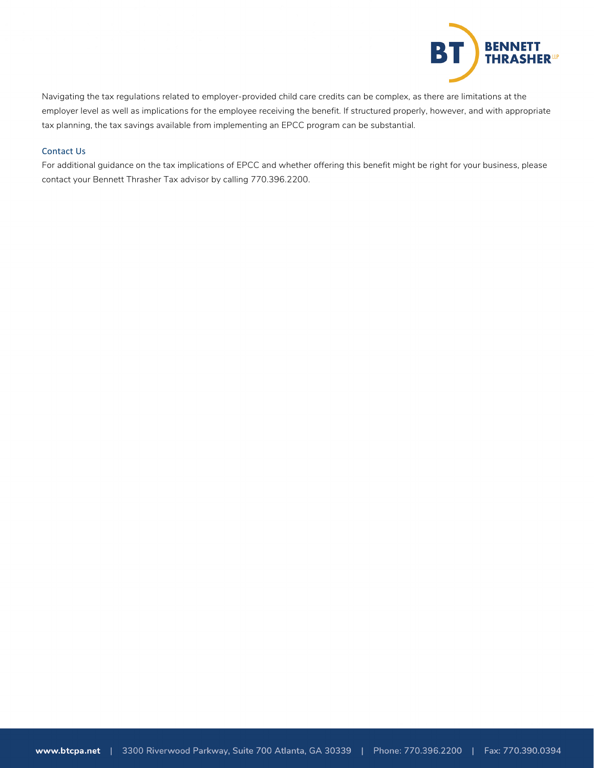Navigating the tax regulations related to employer-provided child care credits can be complex, as there are limitations at the employer level as well as implications for the employee receiving the benefit. If structured properly, however, and with appropriate tax planning, the tax savings available from implementing an EPCC program can be substantial.

### Contact Us

For additional guidance on the tax implications of EPCC and whether offering this benefit might be right for your business, please contact your Bennett Thrasher Tax advisor by calling 770.396.2200.